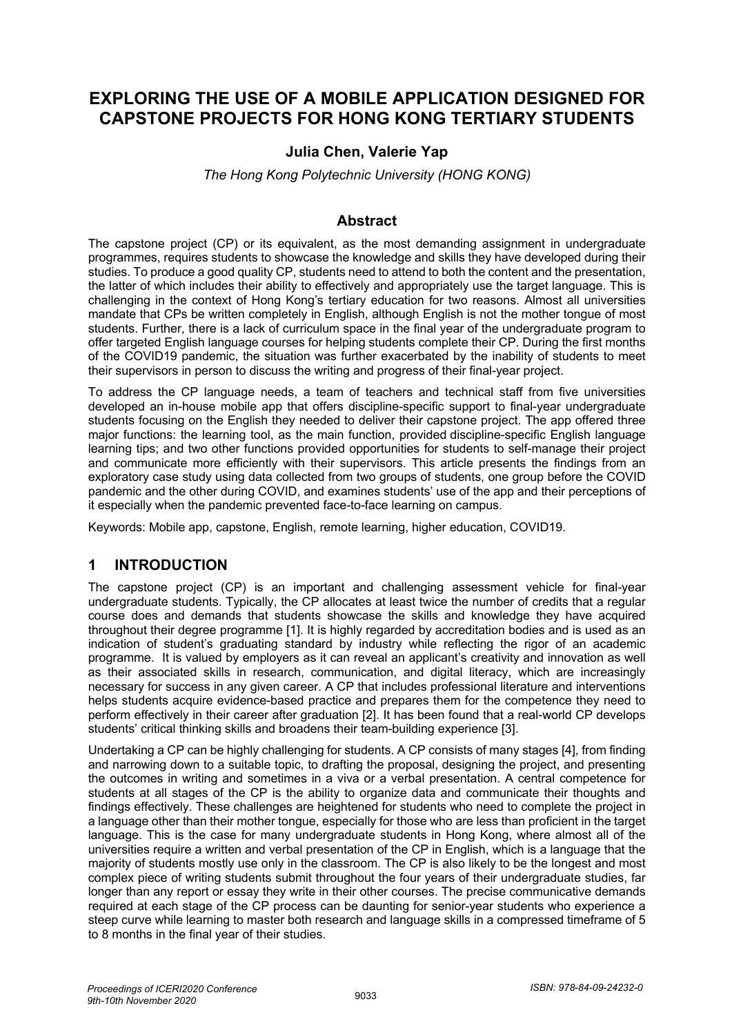# EXPLORING THE USE OF A MOBILE APPLICATION DESIGNED FOR CAPSTONE PROJECTS FOR HONG KONG TERTIARY STUDENTS

**Julia Chen, Valerie Yap**

*The Hong Kong Polytechnic University (HONG KONG)*

## Abstract

The capstone project (CP) or its equivalent, as the most demanding assignment in undergraduate programmes, requires students to showcase the knowledge and skills they have developed during their studies. To produce a good quality CP, students need to attend to both the content and the presentation, the latter of which includes their ability to effectively and appropriately use the target language. This is challenging in the context of Hong Kong's tertiary education for two reasons. Almost all universities mandate that CPs be written completely in English, although English is not the mother tongue of most students. Further, there is a lack of curriculum space in the final year of the undergraduate program to offer targeted English language courses for helping students complete their CP. During the first months of the COVID19 pandemic, the situation was further exacerbated by the inability of students to meet their supervisors in person to discuss the writing and progress of their final-year project.

To address the CP language needs, a team of teachers and technical staff from five universities developed an in-house mobile app that offers discipline-specific support to final-year undergraduate students focusing on the English they needed to deliver their capstone project. The app offered three major functions: the learning tool, as the main function, provided discipline-specific English language learning tips; and two other functions provided opportunities for students to self-manage their project and communicate more efficiently with their supervisors. This article presents the findings from an exploratory case study using data collected from two groups of students, one group before the COVID pandemic and the other during COVID, and examines students' use of the app and their perceptions of it especially when the pandemic prevented face-to-face learning on campus.

Keywords: Mobile app, capstone, English, remote learning, higher education, COVID19.

## 1 INTRODUCTION

The capstone project (CP) is an important and challenging assessment vehicle for final-year undergraduate students. Typically, the CP allocates at least twice the number of credits that a regular course does and demands that students showcase the skills and knowledge they have acquired throughout their degree programme [1]. It is highly regarded by accreditation bodies and is used as an indication of student's graduating standard by industry while reflecting the rigor of an academic programme. It is valued by employers as it can reveal an applicant's creativity and innovation as well as their associated skills in research, communication, and digital literacy, which are increasingly necessary for success in any given career. A CP that includes professional literature and interventions helps students acquire evidence-based practice and prepares them for the competence they need to perform effectively in their career after graduation [2]. It has been found that a real-world CP develops students' critical thinking skills and broadens their team-building experience [3].

Undertaking a CP can be highly challenging for students. A CP consists of many stages [4], from finding and narrowing down to a suitable topic, to drafting the proposal, designing the project, and presenting the outcomes in writing and sometimes in a viva or a verbal presentation. A central competence for students at all stages of the CP is the ability to organize data and communicate their thoughts and findings effectively. These challenges are heightened for students who need to complete the project in a language other than their mother tongue, especially for those who are less than proficient in the target language. This is the case for many undergraduate students in Hong Kong, where almost all of the universities require a written and verbal presentation of the CP in English, which is a language that the majority of students mostly use only in the classroom. The CP is also likely to be the longest and most complex piece of writing students submit throughout the four years of their undergraduate studies, far longer than any report or essay they write in their other courses. The precise communicative demands required at each stage of the CP process can be daunting for senior-year students who experience a steep curve while learning to master both research and language skills in a compressed timeframe of 5 to 8 months in the final year of their studies.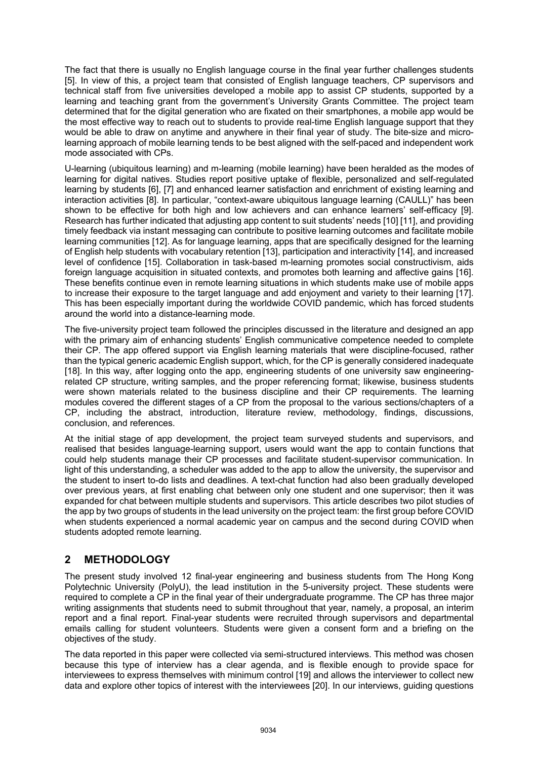The fact that there is usually no English language course in the final year further challenges students [5]. In view of this, a project team that consisted of English language teachers, CP supervisors and technical staff from five universities developed a mobile app to assist CP students, supported by a learning and teaching grant from the government's University Grants Committee. The project team determined that for the digital generation who are fixated on their smartphones, a mobile app would be the most effective way to reach out to students to provide real-time English language support that they would be able to draw on anytime and anywhere in their final year of study. The bite-size and micro-learning approach of mobile learning tends to be best aligned with the self-paced and independent work mode associated with CPs.

U-learning (ubiquitous learning) and m-learning (mobile learning) have been heralded as the modes of learning for digital natives. Studies report positive uptake of flexible, personalized and self-regulated learning by students [6], [7] and enhanced learner satisfaction and enrichment of existing learning and interaction activities [8]. In particular, "context-aware ubiquitous language learning (CAULL)" has been shown to be effective for both high and low achievers and can enhance learners' self-efficacy [9]. Research has further indicated that adjusting app content to suit students' needs [10] [11], and providing timely feedback via instant messaging can contribute to positive learning outcomes and facilitate mobile learning communities [12]. As for language learning, apps that are specifically designed for the learning of English help students with vocabulary retention [13], participation and interactivity [14], and increased level of confidence [15]. Collaboration in task-based m-learning promotes social constructivism, aids foreign language acquisition in situated contexts, and promotes both learning and affective gains [16]. These benefits continue even in remote learning situations in which students make use of mobile apps to increase their exposure to the target language and add enjoyment and variety to their learning [17]. This has been especially important during the worldwide COVID pandemic, which has forced students around the world into a distance-learning mode.

The five-university project team followed the principles discussed in the literature and designed an app with the primary aim of enhancing students' English communicative competence needed to complete their CP. The app offered support via English learning materials that were discipline-focused, rather than the typical generic academic English support, which, for the CP is generally considered inadequate [18]. In this way, after logging onto the app, engineering students of one university saw engineering-related CP structure, writing samples, and the proper referencing format; likewise, business students were shown materials related to the business discipline and their CP requirements. The learning modules covered the different stages of a CP from the proposal to the various sections/chapters of a CP, including the abstract, introduction, literature review, methodology, findings, discussions, conclusion, and references.

At the initial stage of app development, the project team surveyed students and supervisors, and realised that besides language-learning support, users would want the app to contain functions that could help students manage their CP processes and facilitate student-supervisor communication. In light of this understanding, a scheduler was added to the app to allow the university, the supervisor and the student to insert to-do lists and deadlines. A text-chat function had also been gradually developed over previous years, at first enabling chat between only one student and one supervisor; then it was expanded for chat between multiple students and supervisors. This article describes two pilot studies of the app by two groups of students in the lead university on the project team: the first group before COVID when students experienced a normal academic year on campus and the second during COVID when students adopted remote learning.

## 2 METHODOLOGY

The present study involved 12 final-year engineering and business students from The Hong Kong Polytechnic University (PolyU), the lead institution in the 5-university project. These students were required to complete a CP in the final year of their undergraduate programme. The CP has three major writing assignments that students need to submit throughout that year, namely, a proposal, an interim report and a final report. Final-year students were recruited through supervisors and departmental emails calling for student volunteers. Students were given a consent form and a briefing on the objectives of the study.

The data reported in this paper were collected via semi-structured interviews. This method was chosen because this type of interview has a clear agenda, and is flexible enough to provide space for interviewees to express themselves with minimum control [19] and allows the interviewer to collect new data and explore other topics of interest with the interviewees [20]. In our interviews, guiding questions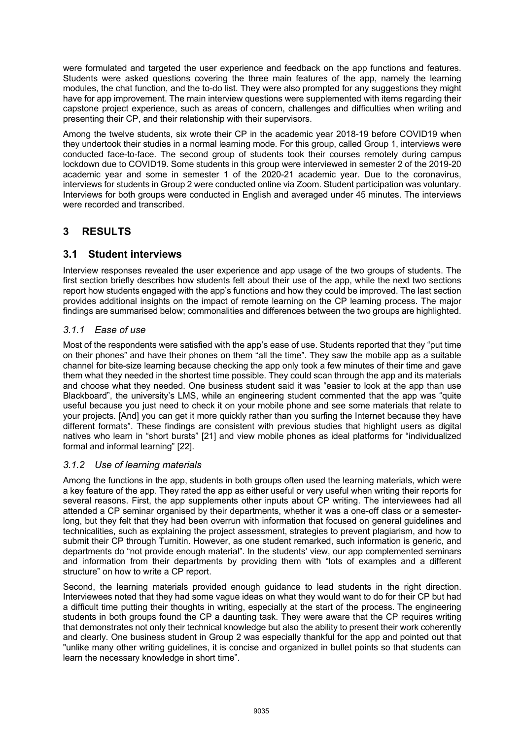were formulated and targeted the user experience and feedback on the app functions and features. Students were asked questions covering the three main features of the app, namely the learning modules, the chat function, and the to-do list. They were also prompted for any suggestions they might have for app improvement. The main interview questions were supplemented with items regarding their capstone project experience, such as areas of concern, challenges and difficulties when writing and presenting their CP, and their relationship with their supervisors.

Among the twelve students, six wrote their CP in the academic year 2018-19 before COVID19 when they undertook their studies in a normal learning mode. For this group, called Group 1, interviews were conducted face-to-face. The second group of students took their courses remotely during campus lockdown due to COVID19. Some students in this group were interviewed in semester 2 of the 2019-20 academic year and some in semester 1 of the 2020-21 academic year. Due to the coronavirus, interviews for students in Group 2 were conducted online via Zoom. Student participation was voluntary. Interviews for both groups were conducted in English and averaged under 45 minutes. The interviews were recorded and transcribed.

## 3 RESULTS

### 3.1 Student interviews

Interview responses revealed the user experience and app usage of the two groups of students. The first section briefly describes how students felt about their use of the app, while the next two sections report how students engaged with the app's functions and how they could be improved. The last section provides additional insights on the impact of remote learning on the CP learning process. The major findings are summarised below; commonalities and differences between the two groups are highlighted.

#### *3.1.1 Ease of use*

Most of the respondents were satisfied with the app's ease of use. Students reported that they "put time on their phones" and have their phones on them "all the time". They saw the mobile app as a suitable channel for bite-size learning because checking the app only took a few minutes of their time and gave them what they needed in the shortest time possible. They could scan through the app and its materials and choose what they needed. One business student said it was "easier to look at the app than use Blackboard", the university's LMS, while an engineering student commented that the app was "quite useful because you just need to check it on your mobile phone and see some materials that relate to your projects. [And] you can get it more quickly rather than you surfing the Internet because they have different formats". These findings are consistent with previous studies that highlight users as digital natives who learn in "short bursts" [21] and view mobile phones as ideal platforms for "individualized formal and informal learning" [22].

#### *3.1.2 Use of learning materials*

Among the functions in the app, students in both groups often used the learning materials, which were a key feature of the app. They rated the app as either useful or very useful when writing their reports for several reasons. First, the app supplements other inputs about CP writing. The interviewees had all attended a CP seminar organised by their departments, whether it was a one-off class or a semester-long, but they felt that they had been overrun with information that focused on general guidelines and technicalities, such as explaining the project assessment, strategies to prevent plagiarism, and how to submit their CP through Turnitin. However, as one student remarked, such information is generic, and departments do "not provide enough material". In the students' view, our app complemented seminars and information from their departments by providing them with "lots of examples and a different structure" on how to write a CP report.

Second, the learning materials provided enough guidance to lead students in the right direction. Interviewees noted that they had some vague ideas on what they would want to do for their CP but had a difficult time putting their thoughts in writing, especially at the start of the process. The engineering students in both groups found the CP a daunting task. They were aware that the CP requires writing that demonstrates not only their technical knowledge but also the ability to present their work coherently and clearly. One business student in Group 2 was especially thankful for the app and pointed out that "unlike many other writing guidelines, it is concise and organized in bullet points so that students can learn the necessary knowledge in short time".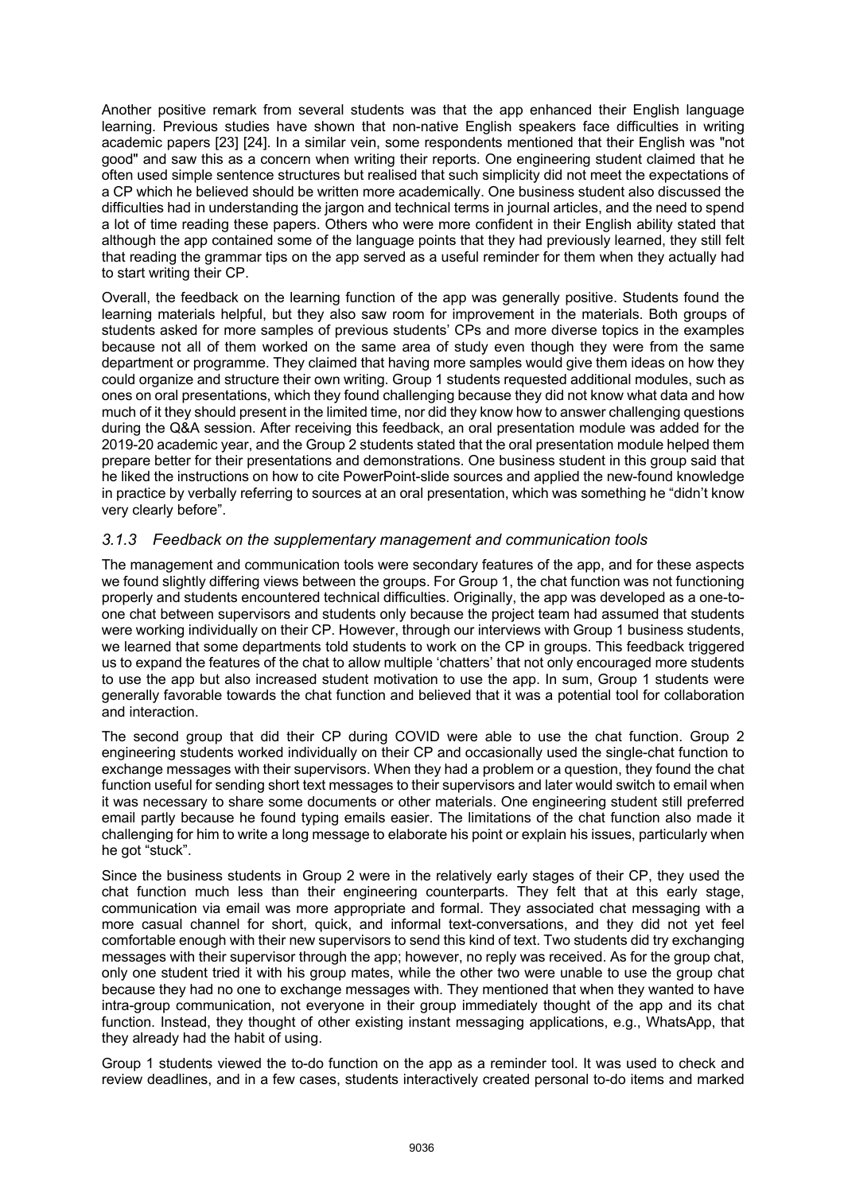Another positive remark from several students was that the app enhanced their English language learning. Previous studies have shown that non-native English speakers face difficulties in writing academic papers [23] [24]. In a similar vein, some respondents mentioned that their English was "not good" and saw this as a concern when writing their reports. One engineering student claimed that he often used simple sentence structures but realised that such simplicity did not meet the expectations of a CP which he believed should be written more academically. One business student also discussed the difficulties had in understanding the jargon and technical terms in journal articles, and the need to spend a lot of time reading these papers. Others who were more confident in their English ability stated that although the app contained some of the language points that they had previously learned, they still felt that reading the grammar tips on the app served as a useful reminder for them when they actually had to start writing their CP.

Overall, the feedback on the learning function of the app was generally positive. Students found the learning materials helpful, but they also saw room for improvement in the materials. Both groups of students asked for more samples of previous students' CPs and more diverse topics in the examples because not all of them worked on the same area of study even though they were from the same department or programme. They claimed that having more samples would give them ideas on how they could organize and structure their own writing. Group 1 students requested additional modules, such as ones on oral presentations, which they found challenging because they did not know what data and how much of it they should present in the limited time, nor did they know how to answer challenging questions during the Q&A session. After receiving this feedback, an oral presentation module was added for the 2019-20 academic year, and the Group 2 students stated that the oral presentation module helped them prepare better for their presentations and demonstrations. One business student in this group said that he liked the instructions on how to cite PowerPoint-slide sources and applied the new-found knowledge in practice by verbally referring to sources at an oral presentation, which was something he "didn't know very clearly before".

### *3.1.3 Feedback on the supplementary management and communication tools*

The management and communication tools were secondary features of the app, and for these aspects we found slightly differing views between the groups. For Group 1, the chat function was not functioning properly and students encountered technical difficulties. Originally, the app was developed as a one-to-one chat between supervisors and students only because the project team had assumed that students were working individually on their CP. However, through our interviews with Group 1 business students, we learned that some departments told students to work on the CP in groups. This feedback triggered us to expand the features of the chat to allow multiple 'chatters' that not only encouraged more students to use the app but also increased student motivation to use the app. In sum, Group 1 students were generally favorable towards the chat function and believed that it was a potential tool for collaboration and interaction.

The second group that did their CP during COVID were able to use the chat function. Group 2 engineering students worked individually on their CP and occasionally used the single-chat function to exchange messages with their supervisors. When they had a problem or a question, they found the chat function useful for sending short text messages to their supervisors and later would switch to email when it was necessary to share some documents or other materials. One engineering student still preferred email partly because he found typing emails easier. The limitations of the chat function also made it challenging for him to write a long message to elaborate his point or explain his issues, particularly when he got "stuck".

Since the business students in Group 2 were in the relatively early stages of their CP, they used the chat function much less than their engineering counterparts. They felt that at this early stage, communication via email was more appropriate and formal. They associated chat messaging with a more casual channel for short, quick, and informal text-conversations, and they did not yet feel comfortable enough with their new supervisors to send this kind of text. Two students did try exchanging messages with their supervisor through the app; however, no reply was received. As for the group chat, only one student tried it with his group mates, while the other two were unable to use the group chat because they had no one to exchange messages with. They mentioned that when they wanted to have intra-group communication, not everyone in their group immediately thought of the app and its chat function. Instead, they thought of other existing instant messaging applications, e.g., WhatsApp, that they already had the habit of using.

Group 1 students viewed the to-do function on the app as a reminder tool. It was used to check and review deadlines, and in a few cases, students interactively created personal to-do items and marked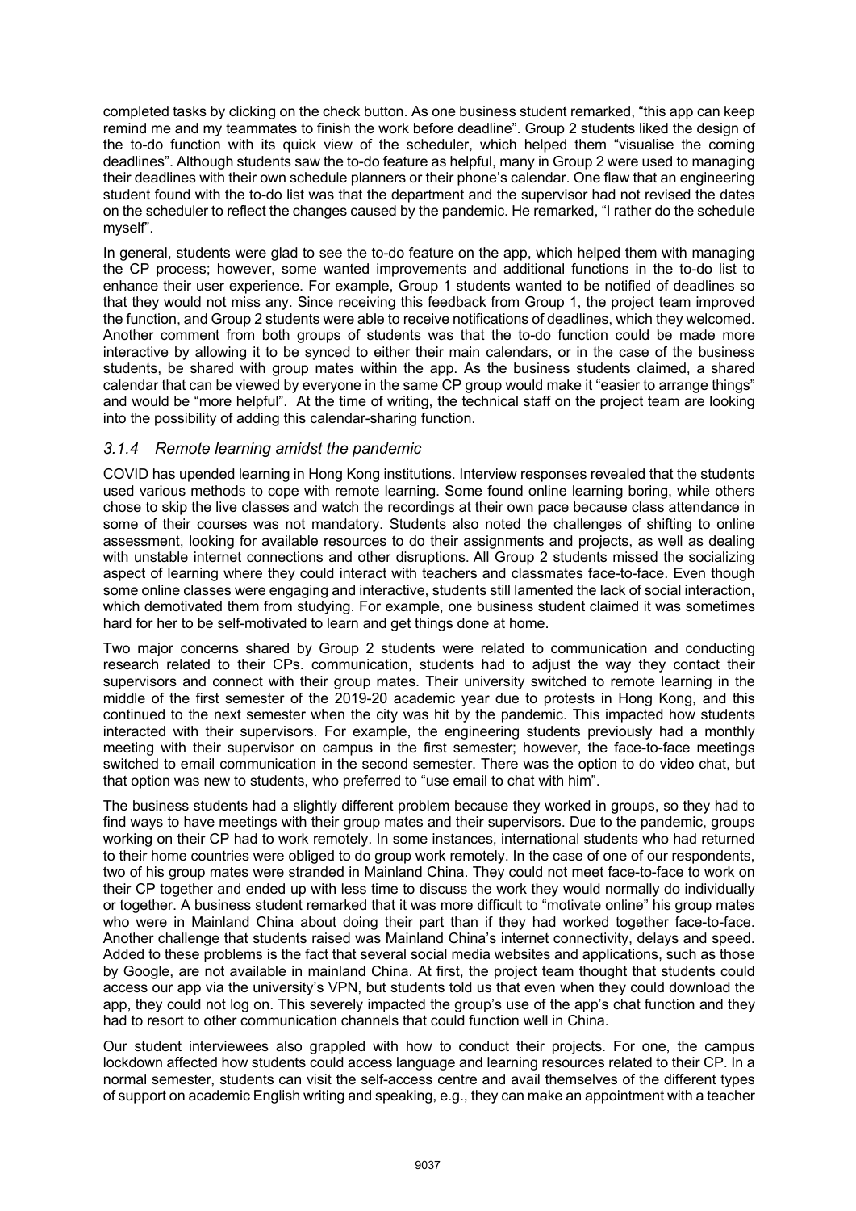completed tasks by clicking on the check button. As one business student remarked, “this app can keep remind me and my teammates to finish the work before deadline”. Group 2 students liked the design of the to-do function with its quick view of the scheduler, which helped them “visualise the coming deadlines”. Although students saw the to-do feature as helpful, many in Group 2 were used to managing their deadlines with their own schedule planners or their phone’s calendar. One flaw that an engineering student found with the to-do list was that the department and the supervisor had not revised the dates on the scheduler to reflect the changes caused by the pandemic. He remarked, “I rather do the schedule myself”.

In general, students were glad to see the to-do feature on the app, which helped them with managing the CP process; however, some wanted improvements and additional functions in the to-do list to enhance their user experience. For example, Group 1 students wanted to be notified of deadlines so that they would not miss any. Since receiving this feedback from Group 1, the project team improved the function, and Group 2 students were able to receive notifications of deadlines, which they welcomed. Another comment from both groups of students was that the to-do function could be made more interactive by allowing it to be synced to either their main calendars, or in the case of the business students, be shared with group mates within the app. As the business students claimed, a shared calendar that can be viewed by everyone in the same CP group would make it “easier to arrange things” and would be “more helpful”. At the time of writing, the technical staff on the project team are looking into the possibility of adding this calendar-sharing function.

### *3.1.4 Remote learning amidst the pandemic*

COVID has upended learning in Hong Kong institutions. Interview responses revealed that the students used various methods to cope with remote learning. Some found online learning boring, while others chose to skip the live classes and watch the recordings at their own pace because class attendance in some of their courses was not mandatory. Students also noted the challenges of shifting to online assessment, looking for available resources to do their assignments and projects, as well as dealing with unstable internet connections and other disruptions. All Group 2 students missed the socializing aspect of learning where they could interact with teachers and classmates face-to-face. Even though some online classes were engaging and interactive, students still lamented the lack of social interaction, which demotivated them from studying. For example, one business student claimed it was sometimes hard for her to be self-motivated to learn and get things done at home.

Two major concerns shared by Group 2 students were related to communication and conducting research related to their CPs. communication, students had to adjust the way they contact their supervisors and connect with their group mates. Their university switched to remote learning in the middle of the first semester of the 2019-20 academic year due to protests in Hong Kong, and this continued to the next semester when the city was hit by the pandemic. This impacted how students interacted with their supervisors. For example, the engineering students previously had a monthly meeting with their supervisor on campus in the first semester; however, the face-to-face meetings switched to email communication in the second semester. There was the option to do video chat, but that option was new to students, who preferred to “use email to chat with him”.

The business students had a slightly different problem because they worked in groups, so they had to find ways to have meetings with their group mates and their supervisors. Due to the pandemic, groups working on their CP had to work remotely. In some instances, international students who had returned to their home countries were obliged to do group work remotely. In the case of one of our respondents, two of his group mates were stranded in Mainland China. They could not meet face-to-face to work on their CP together and ended up with less time to discuss the work they would normally do individually or together. A business student remarked that it was more difficult to “motivate online” his group mates who were in Mainland China about doing their part than if they had worked together face-to-face. Another challenge that students raised was Mainland China’s internet connectivity, delays and speed. Added to these problems is the fact that several social media websites and applications, such as those by Google, are not available in mainland China. At first, the project team thought that students could access our app via the university’s VPN, but students told us that even when they could download the app, they could not log on. This severely impacted the group’s use of the app’s chat function and they had to resort to other communication channels that could function well in China.

Our student interviewees also grappled with how to conduct their projects. For one, the campus lockdown affected how students could access language and learning resources related to their CP. In a normal semester, students can visit the self-access centre and avail themselves of the different types of support on academic English writing and speaking, e.g., they can make an appointment with a teacher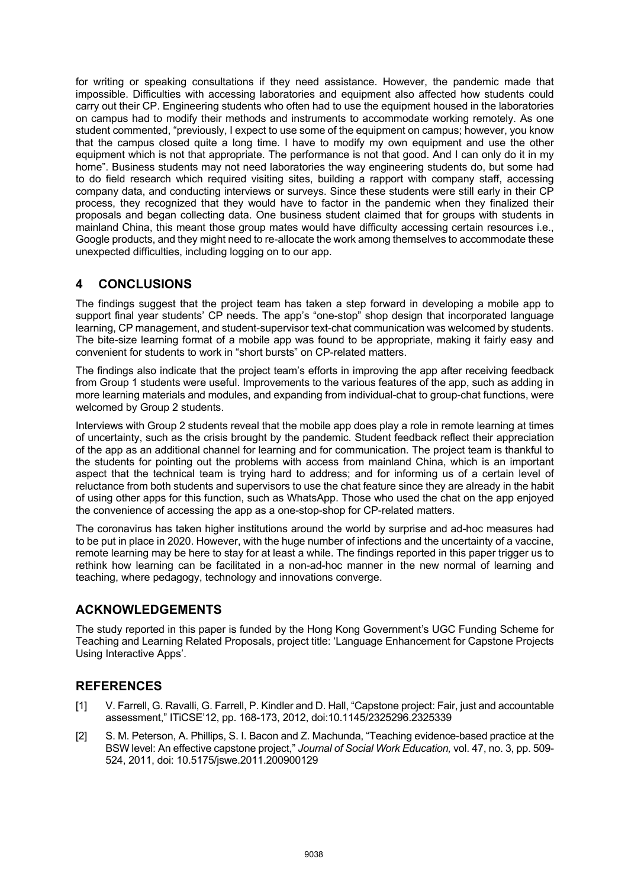for writing or speaking consultations if they need assistance. However, the pandemic made that impossible. Difficulties with accessing laboratories and equipment also affected how students could carry out their CP. Engineering students who often had to use the equipment housed in the laboratories on campus had to modify their methods and instruments to accommodate working remotely. As one student commented, "previously, I expect to use some of the equipment on campus; however, you know that the campus closed quite a long time. I have to modify my own equipment and use the other equipment which is not that appropriate. The performance is not that good. And I can only do it in my home". Business students may not need laboratories the way engineering students do, but some had to do field research which required visiting sites, building a rapport with company staff, accessing company data, and conducting interviews or surveys. Since these students were still early in their CP process, they recognized that they would have to factor in the pandemic when they finalized their proposals and began collecting data. One business student claimed that for groups with students in mainland China, this meant those group mates would have difficulty accessing certain resources i.e., Google products, and they might need to re-allocate the work among themselves to accommodate these unexpected difficulties, including logging on to our app.

## 4 CONCLUSIONS

The findings suggest that the project team has taken a step forward in developing a mobile app to support final year students' CP needs. The app's "one-stop" shop design that incorporated language learning, CP management, and student-supervisor text-chat communication was welcomed by students. The bite-size learning format of a mobile app was found to be appropriate, making it fairly easy and convenient for students to work in "short bursts" on CP-related matters.

The findings also indicate that the project team's efforts in improving the app after receiving feedback from Group 1 students were useful. Improvements to the various features of the app, such as adding in more learning materials and modules, and expanding from individual-chat to group-chat functions, were welcomed by Group 2 students.

Interviews with Group 2 students reveal that the mobile app does play a role in remote learning at times of uncertainty, such as the crisis brought by the pandemic. Student feedback reflect their appreciation of the app as an additional channel for learning and for communication. The project team is thankful to the students for pointing out the problems with access from mainland China, which is an important aspect that the technical team is trying hard to address; and for informing us of a certain level of reluctance from both students and supervisors to use the chat feature since they are already in the habit of using other apps for this function, such as WhatsApp. Those who used the chat on the app enjoyed the convenience of accessing the app as a one-stop-shop for CP-related matters.

The coronavirus has taken higher institutions around the world by surprise and ad-hoc measures had to be put in place in 2020. However, with the huge number of infections and the uncertainty of a vaccine, remote learning may be here to stay for at least a while. The findings reported in this paper trigger us to rethink how learning can be facilitated in a non-ad-hoc manner in the new normal of learning and teaching, where pedagogy, technology and innovations converge.

## ACKNOWLEDGEMENTS

The study reported in this paper is funded by the Hong Kong Government's UGC Funding Scheme for Teaching and Learning Related Proposals, project title: 'Language Enhancement for Capstone Projects Using Interactive Apps'.

## REFERENCES

[1] V. Farrell, G. Ravalli, G. Farrell, P. Kindler and D. Hall, "Capstone project: Fair, just and accountable assessment," ITiCSE'12, pp. 168-173, 2012, doi:10.1145/2325296.2325339

[2] S. M. Peterson, A. Phillips, S. I. Bacon and Z. Machunda, "Teaching evidence-based practice at the BSW level: An effective capstone project," *Journal of Social Work Education,* vol. 47, no. 3, pp. 509-524, 2011, doi: 10.5175/jswe.2011.200900129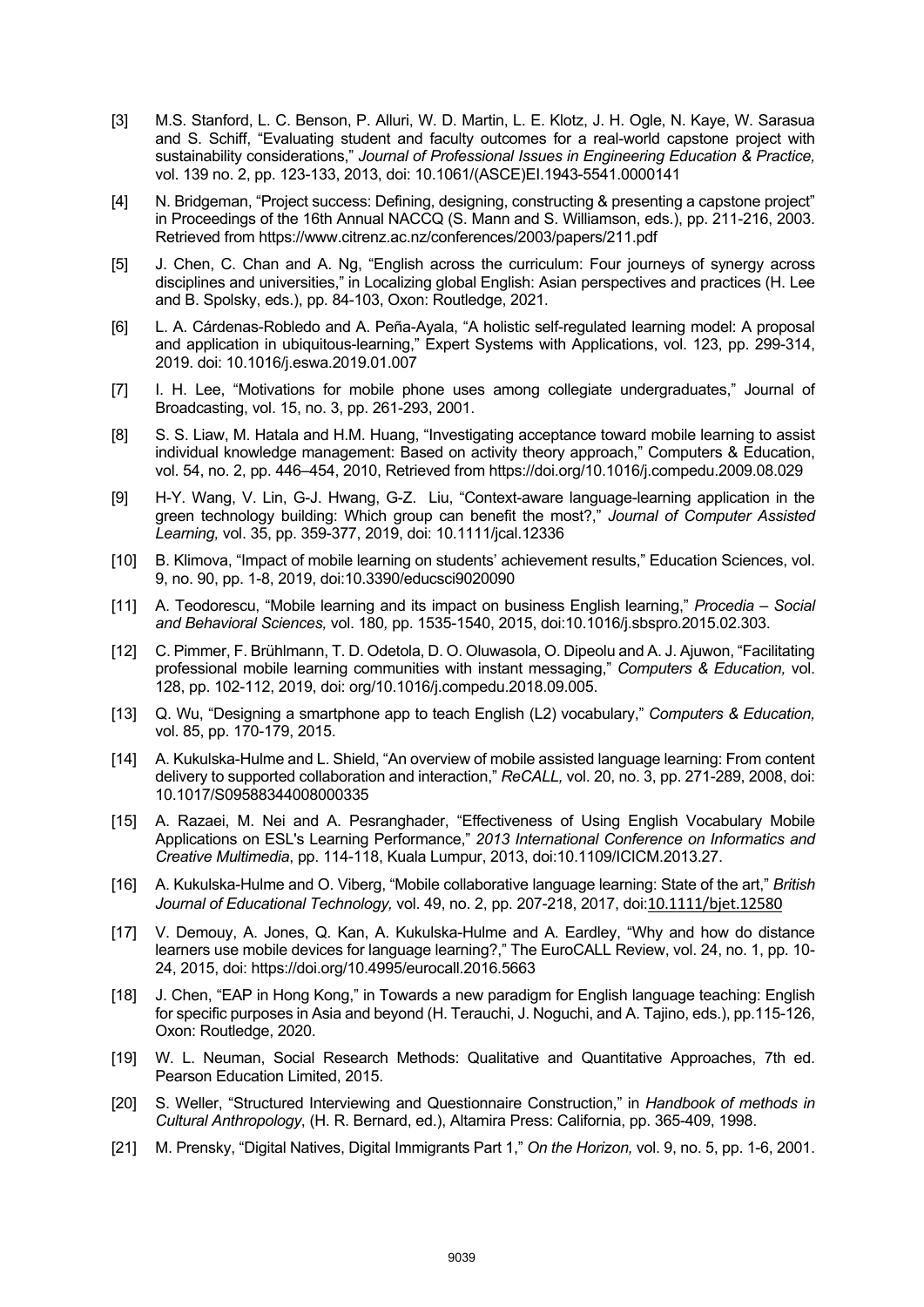[3] M.S. Stanford, L. C. Benson, P. Alluri, W. D. Martin, L. E. Klotz, J. H. Ogle, N. Kaye, W. Sarasua and S. Schiff, "Evaluating student and faculty outcomes for a real-world capstone project with sustainability considerations," *Journal of Professional Issues in Engineering Education & Practice,* vol. 139 no. 2, pp. 123-133, 2013, doi: 10.1061/(ASCE)EI.1943-5541.0000141

[4] N. Bridgeman, "Project success: Defining, designing, constructing & presenting a capstone project" in Proceedings of the 16th Annual NACCQ (S. Mann and S. Williamson, eds.), pp. 211-216, 2003. Retrieved from https://www.citrenz.ac.nz/conferences/2003/papers/211.pdf

[5] J. Chen, C. Chan and A. Ng, "English across the curriculum: Four journeys of synergy across disciplines and universities," in Localizing global English: Asian perspectives and practices (H. Lee and B. Spolsky, eds.), pp. 84-103, Oxon: Routledge, 2021.

[6] L. A. Cárdenas-Robledo and A. Peña-Ayala, "A holistic self-regulated learning model: A proposal and application in ubiquitous-learning," Expert Systems with Applications, vol. 123, pp. 299-314, 2019. doi: 10.1016/j.eswa.2019.01.007

[7] I. H. Lee, "Motivations for mobile phone uses among collegiate undergraduates," Journal of Broadcasting, vol. 15, no. 3, pp. 261-293, 2001.

[8] S. S. Liaw, M. Hatala and H.M. Huang, "Investigating acceptance toward mobile learning to assist individual knowledge management: Based on activity theory approach," Computers & Education, vol. 54, no. 2, pp. 446–454, 2010, Retrieved from https://doi.org/10.1016/j.compedu.2009.08.029

[9] H-Y. Wang, V. Lin, G-J. Hwang, G-Z. Liu, "Context-aware language-learning application in the green technology building: Which group can benefit the most?," *Journal of Computer Assisted Learning,* vol. 35, pp. 359-377, 2019, doi: 10.1111/jcal.12336

[10] B. Klimova, "Impact of mobile learning on students' achievement results," Education Sciences, vol. 9, no. 90, pp. 1-8, 2019, doi:10.3390/educsci9020090

[11] A. Teodorescu, "Mobile learning and its impact on business English learning," *Procedia – Social and Behavioral Sciences,* vol. 180, pp. 1535-1540, 2015, doi:10.1016/j.sbspro.2015.02.303.

[12] C. Pimmer, F. Brühlmann, T. D. Odetola, D. O. Oluwasola, O. Dipeolu and A. J. Ajuwon, "Facilitating professional mobile learning communities with instant messaging," *Computers & Education,* vol. 128, pp. 102-112, 2019, doi: org/10.1016/j.compedu.2018.09.005.

[13] Q. Wu, "Designing a smartphone app to teach English (L2) vocabulary," *Computers & Education,* vol. 85, pp. 170-179, 2015.

[14] A. Kukulska-Hulme and L. Shield, "An overview of mobile assisted language learning: From content delivery to supported collaboration and interaction," *ReCALL,* vol. 20, no. 3, pp. 271-289, 2008, doi: 10.1017/S0958834400800335

[15] A. Razaei, M. Nei and A. Pesranghader, "Effectiveness of Using English Vocabulary Mobile Applications on ESL's Learning Performance," *2013 International Conference on Informatics and Creative Multimedia*, pp. 114-118, Kuala Lumpur, 2013, doi:10.1109/ICICM.2013.27.

[16] A. Kukulska-Hulme and O. Viberg, "Mobile collaborative language learning: State of the art," *British Journal of Educational Technology,* vol. 49, no. 2, pp. 207-218, 2017, doi:10.1111/bjet.12580

[17] V. Demouy, A. Jones, Q. Kan, A. Kukulska-Hulme and A. Eardley, "Why and how do distance learners use mobile devices for language learning?," The EuroCALL Review, vol. 24, no. 1, pp. 10-24, 2015, doi: https://doi.org/10.4995/eurocall.2016.5663

[18] J. Chen, "EAP in Hong Kong," in Towards a new paradigm for English language teaching: English for specific purposes in Asia and beyond (H. Terauchi, J. Noguchi, and A. Tajino, eds.), pp.115-126, Oxon: Routledge, 2020.

[19] W. L. Neuman, Social Research Methods: Qualitative and Quantitative Approaches, 7th ed. Pearson Education Limited, 2015.

[20] S. Weller, "Structured Interviewing and Questionnaire Construction," in *Handbook of methods in Cultural Anthropology*, (H. R. Bernard, ed.), Altamira Press: California, pp. 365-409, 1998.

[21] M. Prensky, "Digital Natives, Digital Immigrants Part 1," *On the Horizon,* vol. 9, no. 5, pp. 1-6, 2001.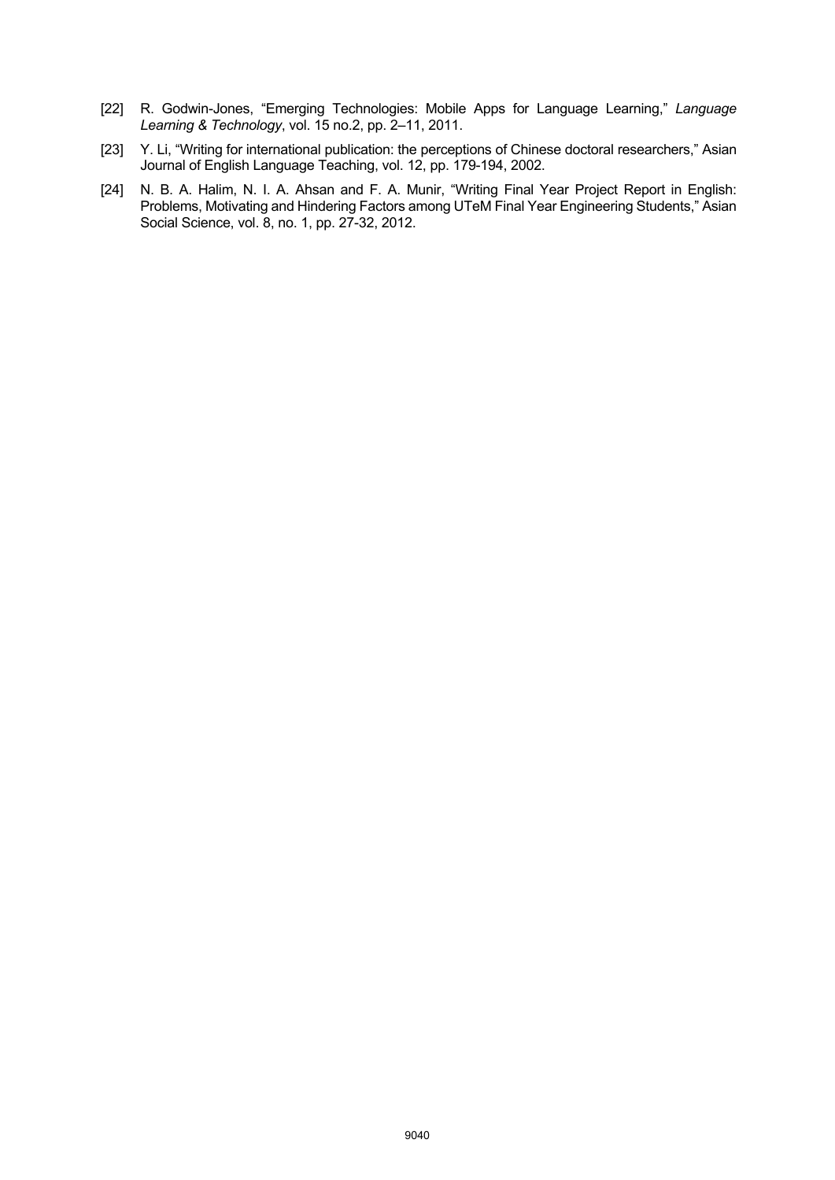[22] R. Godwin-Jones, "Emerging Technologies: Mobile Apps for Language Learning," *Language Learning & Technology*, vol. 15 no.2, pp. 2–11, 2011.

[23] Y. Li, "Writing for international publication: the perceptions of Chinese doctoral researchers," Asian Journal of English Language Teaching, vol. 12, pp. 179-194, 2002.

[24] N. B. A. Halim, N. I. A. Ahsan and F. A. Munir, "Writing Final Year Project Report in English: Problems, Motivating and Hindering Factors among UTeM Final Year Engineering Students," Asian Social Science, vol. 8, no. 1, pp. 27-32, 2012.